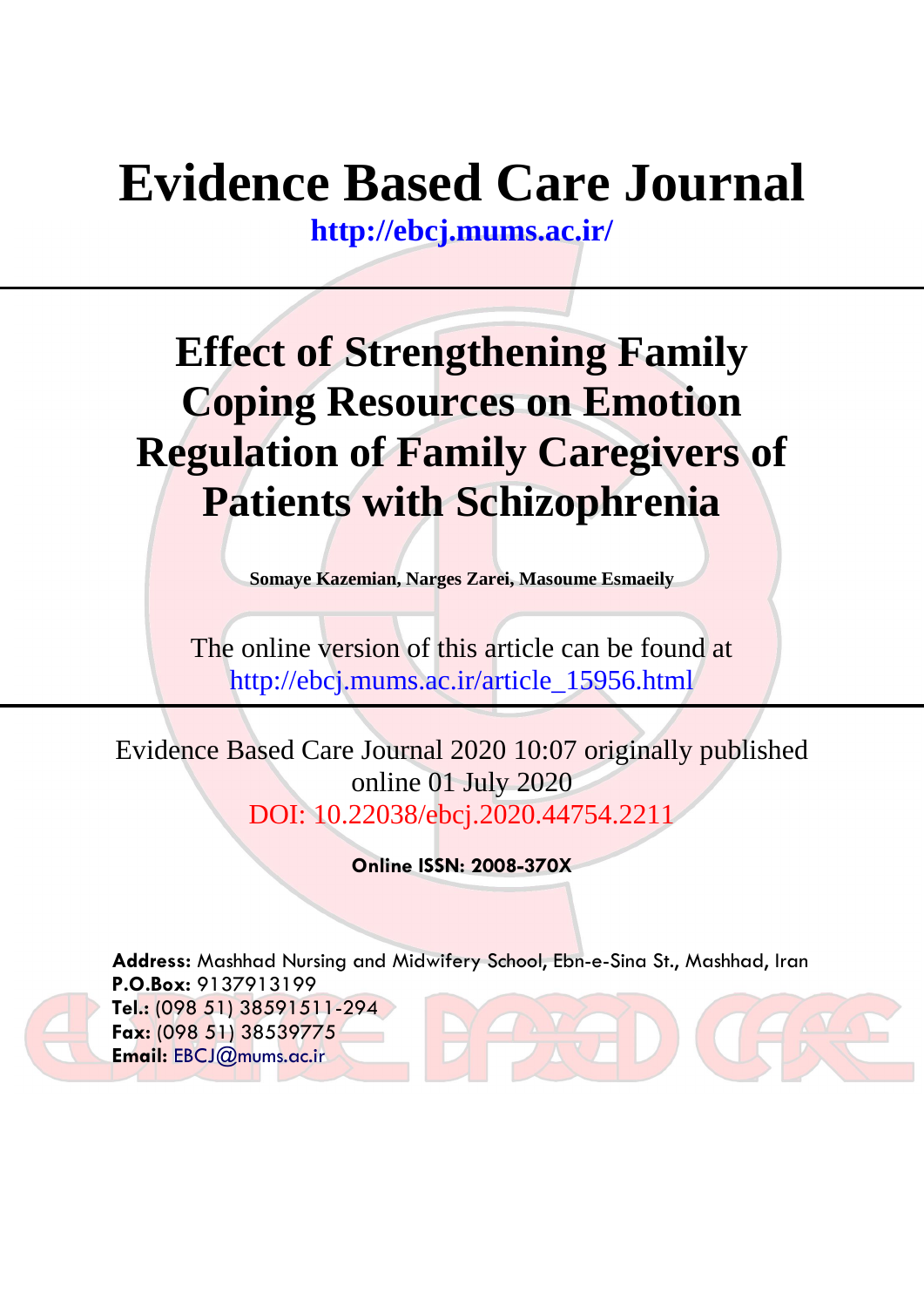# Evidence Based Care Journal

**http://ebcj.mums.ac.ir/**

## Effect of Strengthening Family Coping Resources on Emotion Regulation of Family Caregivers of Patients with Schizophrenia

**Somaye Kazemian, Narges Zarei, Masoume Esmaeily**

The online version of this article can be found at
http://ebcj.mums.ac.ir/article_15956.html

Evidence Based Care Journal 2020 10:07 originally published online 01 July 2020
DOI: 10.22038/ebcj.2020.44754.2211

**Online ISSN: 2008-370X**

**Address:** Mashhad Nursing and Midwifery School, Ebn-e-Sina St., Mashhad, Iran
**P.O.Box:** 9137913199
**Tel.:** (098 51) 38591511-294
**Fax:** (098 51) 38539775
**Email:** EBCJ@mums.ac.ir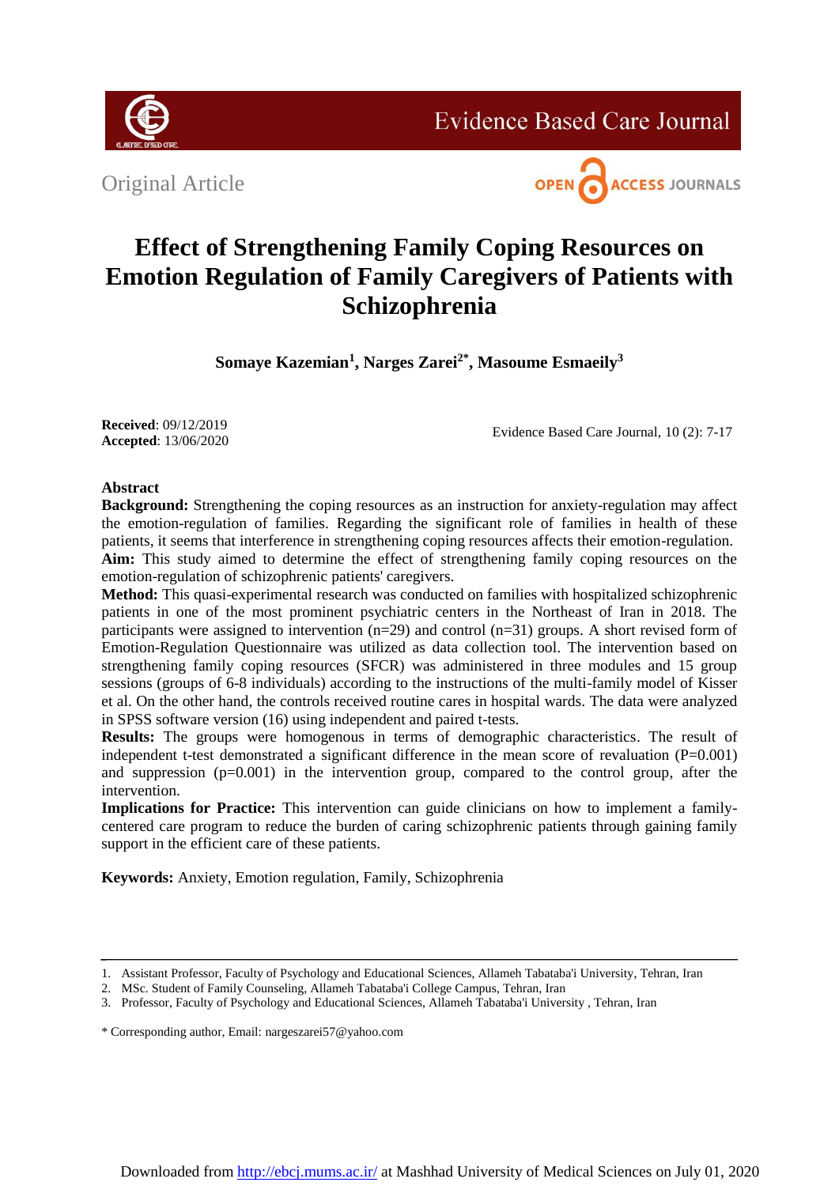Original Article

# Effect of Strengthening Family Coping Resources on Emotion Regulation of Family Caregivers of Patients with Schizophrenia

**Somaye Kazemian[1], Narges Zarei[2*], Masoume Esmaeily[3]**

**Received**: 09/12/2019
**Accepted**: 13/06/2020

## Abstract

**Background:** Strengthening the coping resources as an instruction for anxiety-regulation may affect the emotion-regulation of families. Regarding the significant role of families in health of these patients, it seems that interference in strengthening coping resources affects their emotion-regulation.

**Aim:** This study aimed to determine the effect of strengthening family coping resources on the emotion-regulation of schizophrenic patients' caregivers.

**Method:** This quasi-experimental research was conducted on families with hospitalized schizophrenic patients in one of the most prominent psychiatric centers in the Northeast of Iran in 2018. The participants were assigned to intervention (n=29) and control (n=31) groups. A short revised form of Emotion-Regulation Questionnaire was utilized as data collection tool. The intervention based on strengthening family coping resources (SFCR) was administered in three modules and 15 group sessions (groups of 6-8 individuals) according to the instructions of the multi-family model of Kisser et al. On the other hand, the controls received routine cares in hospital wards. The data were analyzed in SPSS software version (16) using independent and paired t-tests.

**Results:** The groups were homogenous in terms of demographic characteristics. The result of independent t-test demonstrated a significant difference in the mean score of revaluation (P=0.001) and suppression (p=0.001) in the intervention group, compared to the control group, after the intervention.

**Implications for Practice:** This intervention can guide clinicians on how to implement a family-centered care program to reduce the burden of caring schizophrenic patients through gaining family support in the efficient care of these patients.

**Keywords:** Anxiety, Emotion regulation, Family, Schizophrenia

---

1. Assistant Professor, Faculty of Psychology and Educational Sciences, Allameh Tabataba'i University, Tehran, Iran
2. MSc. Student of Family Counseling, Allameh Tabataba'i College Campus, Tehran, Iran
3. Professor, Faculty of Psychology and Educational Sciences, Allameh Tabataba'i University , Tehran, Iran

\* Corresponding author, Email: nargeszarei57@yahoo.com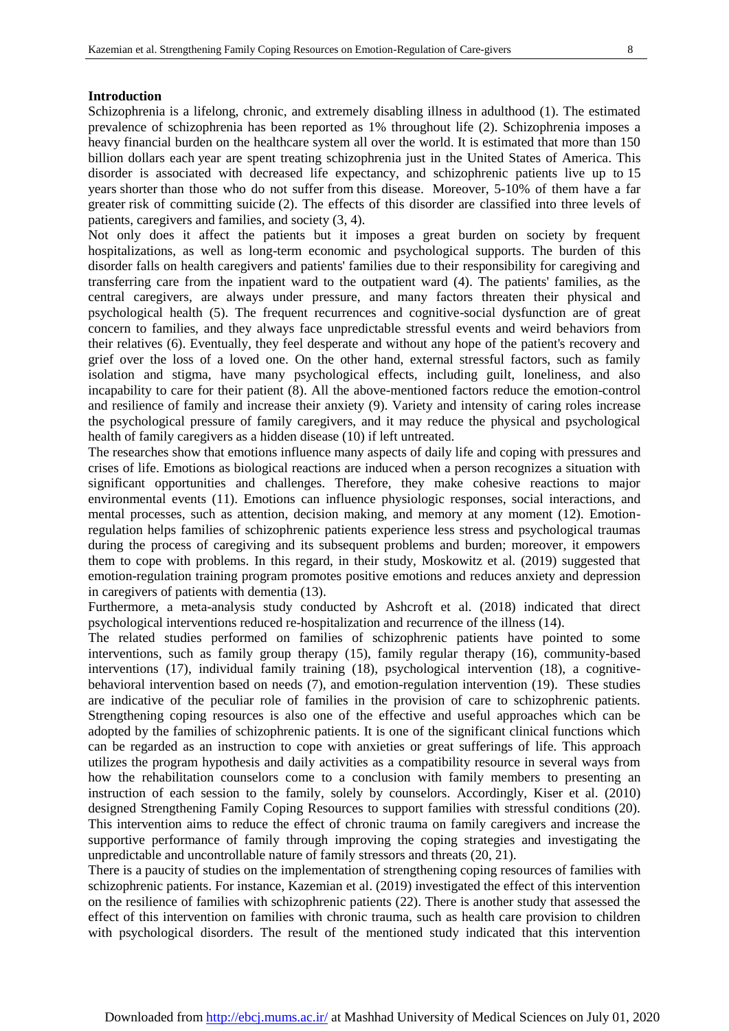## Introduction

Schizophrenia is a lifelong, chronic, and extremely disabling illness in adulthood (1). The estimated prevalence of schizophrenia has been reported as 1% throughout life (2). Schizophrenia imposes a heavy financial burden on the healthcare system all over the world. It is estimated that more than 150 billion dollars each year are spent treating schizophrenia just in the United States of America. This disorder is associated with decreased life expectancy, and schizophrenic patients live up to 15 years shorter than those who do not suffer from this disease. Moreover, 5-10% of them have a far greater risk of committing suicide (2). The effects of this disorder are classified into three levels of patients, caregivers and families, and society (3, 4).

Not only does it affect the patients but it imposes a great burden on society by frequent hospitalizations, as well as long-term economic and psychological supports. The burden of this disorder falls on health caregivers and patients' families due to their responsibility for caregiving and transferring care from the inpatient ward to the outpatient ward (4). The patients' families, as the central caregivers, are always under pressure, and many factors threaten their physical and psychological health (5). The frequent recurrences and cognitive-social dysfunction are of great concern to families, and they always face unpredictable stressful events and weird behaviors from their relatives (6). Eventually, they feel desperate and without any hope of the patient's recovery and grief over the loss of a loved one. On the other hand, external stressful factors, such as family isolation and stigma, have many psychological effects, including guilt, loneliness, and also incapability to care for their patient (8). All the above-mentioned factors reduce the emotion-control and resilience of family and increase their anxiety (9). Variety and intensity of caring roles increase the psychological pressure of family caregivers, and it may reduce the physical and psychological health of family caregivers as a hidden disease (10) if left untreated.

The researches show that emotions influence many aspects of daily life and coping with pressures and crises of life. Emotions as biological reactions are induced when a person recognizes a situation with significant opportunities and challenges. Therefore, they make cohesive reactions to major environmental events (11). Emotions can influence physiologic responses, social interactions, and mental processes, such as attention, decision making, and memory at any moment (12). Emotion-regulation helps families of schizophrenic patients experience less stress and psychological traumas during the process of caregiving and its subsequent problems and burden; moreover, it empowers them to cope with problems. In this regard, in their study, Moskowitz et al. (2019) suggested that emotion-regulation training program promotes positive emotions and reduces anxiety and depression in caregivers of patients with dementia (13).

Furthermore, a meta-analysis study conducted by Ashcroft et al. (2018) indicated that direct psychological interventions reduced re-hospitalization and recurrence of the illness (14).

The related studies performed on families of schizophrenic patients have pointed to some interventions, such as family group therapy (15), family regular therapy (16), community-based interventions (17), individual family training (18), psychological intervention (18), a cognitive-behavioral intervention based on needs (7), and emotion-regulation intervention (19). These studies are indicative of the peculiar role of families in the provision of care to schizophrenic patients. Strengthening coping resources is also one of the effective and useful approaches which can be adopted by the families of schizophrenic patients. It is one of the significant clinical functions which can be regarded as an instruction to cope with anxieties or great sufferings of life. This approach utilizes the program hypothesis and daily activities as a compatibility resource in several ways from how the rehabilitation counselors come to a conclusion with family members to presenting an instruction of each session to the family, solely by counselors. Accordingly, Kiser et al. (2010) designed Strengthening Family Coping Resources to support families with stressful conditions (20). This intervention aims to reduce the effect of chronic trauma on family caregivers and increase the supportive performance of family through improving the coping strategies and investigating the unpredictable and uncontrollable nature of family stressors and threats (20, 21).

There is a paucity of studies on the implementation of strengthening coping resources of families with schizophrenic patients. For instance, Kazemian et al. (2019) investigated the effect of this intervention on the resilience of families with schizophrenic patients (22). There is another study that assessed the effect of this intervention on families with chronic trauma, such as health care provision to children with psychological disorders. The result of the mentioned study indicated that this intervention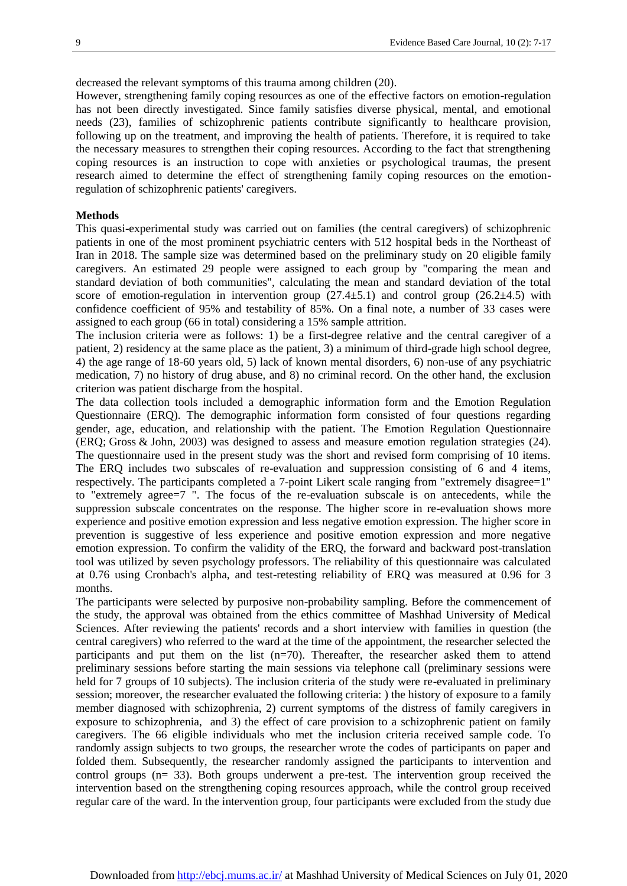decreased the relevant symptoms of this trauma among children (20).

However, strengthening family coping resources as one of the effective factors on emotion-regulation has not been directly investigated. Since family satisfies diverse physical, mental, and emotional needs (23), families of schizophrenic patients contribute significantly to healthcare provision, following up on the treatment, and improving the health of patients. Therefore, it is required to take the necessary measures to strengthen their coping resources. According to the fact that strengthening coping resources is an instruction to cope with anxieties or psychological traumas, the present research aimed to determine the effect of strengthening family coping resources on the emotion-regulation of schizophrenic patients' caregivers.

**Methods**

This quasi-experimental study was carried out on families (the central caregivers) of schizophrenic patients in one of the most prominent psychiatric centers with 512 hospital beds in the Northeast of Iran in 2018. The sample size was determined based on the preliminary study on 20 eligible family caregivers. An estimated 29 people were assigned to each group by "comparing the mean and standard deviation of both communities", calculating the mean and standard deviation of the total score of emotion-regulation in intervention group (27.4±5.1) and control group (26.2±4.5) with confidence coefficient of 95% and testability of 85%. On a final note, a number of 33 cases were assigned to each group (66 in total) considering a 15% sample attrition.

The inclusion criteria were as follows: 1) be a first-degree relative and the central caregiver of a patient, 2) residency at the same place as the patient, 3) a minimum of third-grade high school degree, 4) the age range of 18-60 years old, 5) lack of known mental disorders, 6) non-use of any psychiatric medication, 7) no history of drug abuse, and 8) no criminal record. On the other hand, the exclusion criterion was patient discharge from the hospital.

The data collection tools included a demographic information form and the Emotion Regulation Questionnaire (ERQ). The demographic information form consisted of four questions regarding gender, age, education, and relationship with the patient. The Emotion Regulation Questionnaire (ERQ; Gross & John, 2003) was designed to assess and measure emotion regulation strategies (24). The questionnaire used in the present study was the short and revised form comprising of 10 items. The ERQ includes two subscales of re-evaluation and suppression consisting of 6 and 4 items, respectively. The participants completed a 7-point Likert scale ranging from "extremely disagree=1" to "extremely agree=7 ". The focus of the re-evaluation subscale is on antecedents, while the suppression subscale concentrates on the response. The higher score in re-evaluation shows more experience and positive emotion expression and less negative emotion expression. The higher score in prevention is suggestive of less experience and positive emotion expression and more negative emotion expression. To confirm the validity of the ERQ, the forward and backward post-translation tool was utilized by seven psychology professors. The reliability of this questionnaire was calculated at 0.76 using Cronbach's alpha, and test-retesting reliability of ERQ was measured at 0.96 for 3 months.

The participants were selected by purposive non-probability sampling. Before the commencement of the study, the approval was obtained from the ethics committee of Mashhad University of Medical Sciences. After reviewing the patients' records and a short interview with families in question (the central caregivers) who referred to the ward at the time of the appointment, the researcher selected the participants and put them on the list (n=70). Thereafter, the researcher asked them to attend preliminary sessions before starting the main sessions via telephone call (preliminary sessions were held for 7 groups of 10 subjects). The inclusion criteria of the study were re-evaluated in preliminary session; moreover, the researcher evaluated the following criteria: ) the history of exposure to a family member diagnosed with schizophrenia, 2) current symptoms of the distress of family caregivers in exposure to schizophrenia, and 3) the effect of care provision to a schizophrenic patient on family caregivers. The 66 eligible individuals who met the inclusion criteria received sample code. To randomly assign subjects to two groups, the researcher wrote the codes of participants on paper and folded them. Subsequently, the researcher randomly assigned the participants to intervention and control groups (n= 33). Both groups underwent a pre-test. The intervention group received the intervention based on the strengthening coping resources approach, while the control group received regular care of the ward. In the intervention group, four participants were excluded from the study due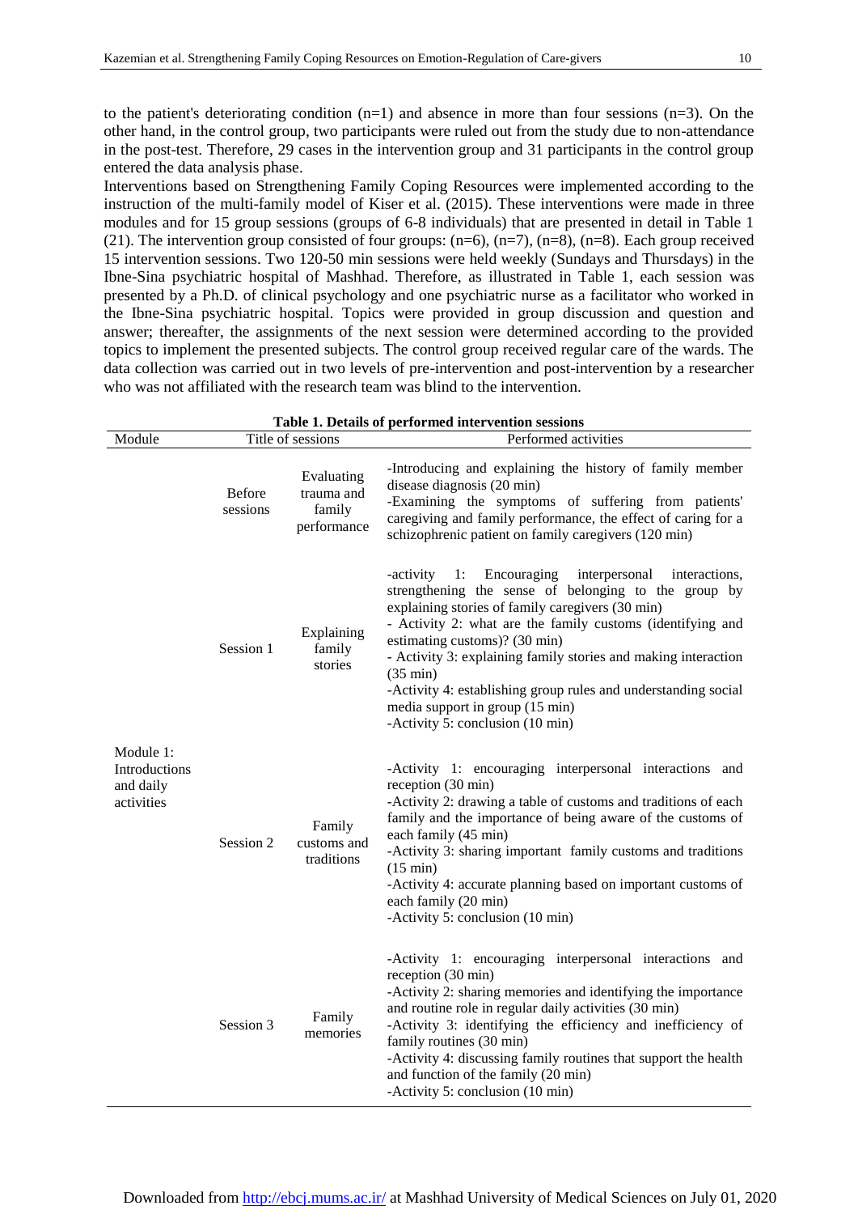to the patient's deteriorating condition (n=1) and absence in more than four sessions (n=3). On the other hand, in the control group, two participants were ruled out from the study due to non-attendance in the post-test. Therefore, 29 cases in the intervention group and 31 participants in the control group entered the data analysis phase.

Interventions based on Strengthening Family Coping Resources were implemented according to the instruction of the multi-family model of Kiser et al. (2015). These interventions were made in three modules and for 15 group sessions (groups of 6-8 individuals) that are presented in detail in Table 1 (21). The intervention group consisted of four groups: (n=6), (n=7), (n=8), (n=8). Each group received 15 intervention sessions. Two 120-50 min sessions were held weekly (Sundays and Thursdays) in the Ibne-Sina psychiatric hospital of Mashhad. Therefore, as illustrated in Table 1, each session was presented by a Ph.D. of clinical psychology and one psychiatric nurse as a facilitator who worked in the Ibne-Sina psychiatric hospital. Topics were provided in group discussion and question and answer; thereafter, the assignments of the next session were determined according to the provided topics to implement the presented subjects. The control group received regular care of the wards. The data collection was carried out in two levels of pre-intervention and post-intervention by a researcher who was not affiliated with the research team was blind to the intervention.

**Table 1. Details of performed intervention sessions**

| Module | Title of sessions | | Performed activities |
|---|---|---|---|
| | Before sessions | Evaluating trauma and family performance | -Introducing and explaining the history of family member disease diagnosis (20 min)<br>-Examining the symptoms of suffering from patients' caregiving and family performance, the effect of caring for a schizophrenic patient on family caregivers (120 min) |
| Module 1: Introductions and daily activities | Session 1 | Explaining family stories | -activity 1: Encouraging interpersonal interactions, strengthening the sense of belonging to the group by explaining stories of family caregivers (30 min)<br>- Activity 2: what are the family customs (identifying and estimating customs)? (30 min)<br>- Activity 3: explaining family stories and making interaction (35 min)<br>-Activity 4: establishing group rules and understanding social media support in group (15 min)<br>-Activity 5: conclusion (10 min) |
| | Session 2 | Family customs and traditions | -Activity 1: encouraging interpersonal interactions and reception (30 min)<br>-Activity 2: drawing a table of customs and traditions of each family and the importance of being aware of the customs of each family (45 min)<br>-Activity 3: sharing important family customs and traditions (15 min)<br>-Activity 4: accurate planning based on important customs of each family (20 min)<br>-Activity 5: conclusion (10 min) |
| | Session 3 | Family memories | -Activity 1: encouraging interpersonal interactions and reception (30 min)<br>-Activity 2: sharing memories and identifying the importance and routine role in regular daily activities (30 min)<br>-Activity 3: identifying the efficiency and inefficiency of family routines (30 min)<br>-Activity 4: discussing family routines that support the health and function of the family (20 min)<br>-Activity 5: conclusion (10 min) |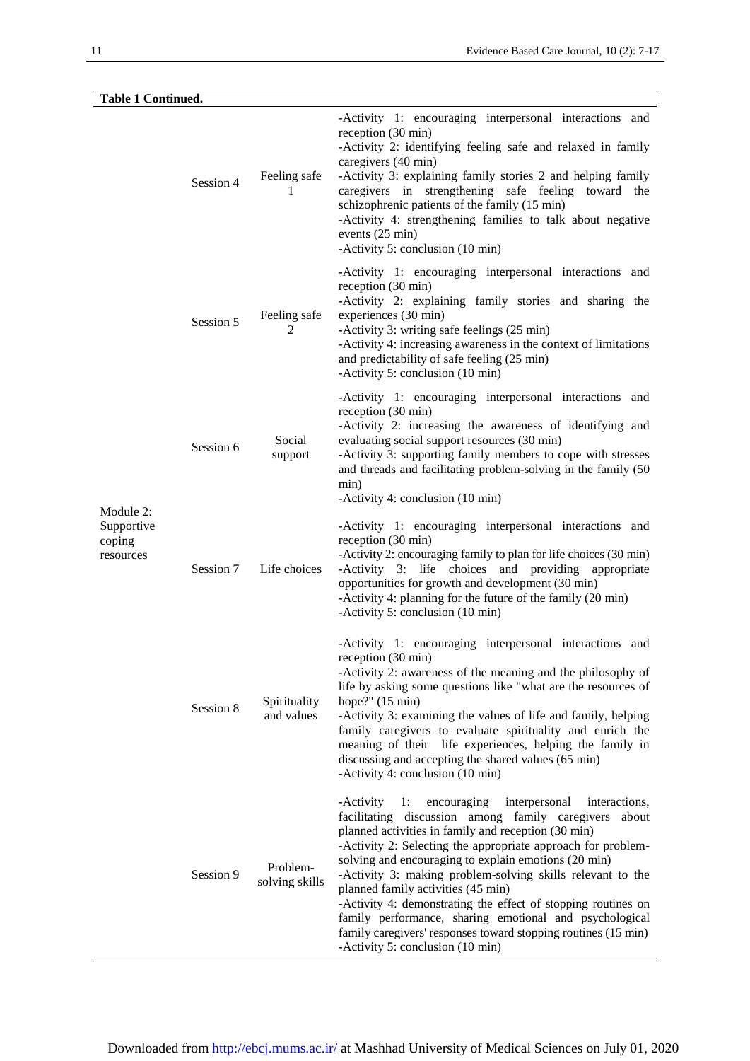**Table 1 Continued.**

| | | | |
|---|---|---|---|
| | Session 4 | Feeling safe 1 | -Activity 1: encouraging interpersonal interactions and reception (30 min)<br>-Activity 2: identifying feeling safe and relaxed in family caregivers (40 min)<br>-Activity 3: explaining family stories 2 and helping family caregivers in strengthening safe feeling toward the schizophrenic patients of the family (15 min)<br>-Activity 4: strengthening families to talk about negative events (25 min)<br>-Activity 5: conclusion (10 min) |
| | Session 5 | Feeling safe 2 | -Activity 1: encouraging interpersonal interactions and reception (30 min)<br>-Activity 2: explaining family stories and sharing the experiences (30 min)<br>-Activity 3: writing safe feelings (25 min)<br>-Activity 4: increasing awareness in the context of limitations and predictability of safe feeling (25 min)<br>-Activity 5: conclusion (10 min) |
| | Session 6 | Social support | -Activity 1: encouraging interpersonal interactions and reception (30 min)<br>-Activity 2: increasing the awareness of identifying and evaluating social support resources (30 min)<br>-Activity 3: supporting family members to cope with stresses and threads and facilitating problem-solving in the family (50 min)<br>-Activity 4: conclusion (10 min) |
| Module 2: Supportive coping resources | Session 7 | Life choices | -Activity 1: encouraging interpersonal interactions and reception (30 min)<br>-Activity 2: encouraging family to plan for life choices (30 min)<br>-Activity 3: life choices and providing appropriate opportunities for growth and development (30 min)<br>-Activity 4: planning for the future of the family (20 min)<br>-Activity 5: conclusion (10 min) |
| | Session 8 | Spirituality and values | -Activity 1: encouraging interpersonal interactions and reception (30 min)<br>-Activity 2: awareness of the meaning and the philosophy of life by asking some questions like "what are the resources of hope?" (15 min)<br>-Activity 3: examining the values of life and family, helping family caregivers to evaluate spirituality and enrich the meaning of their life experiences, helping the family in discussing and accepting the shared values (65 min)<br>-Activity 4: conclusion (10 min) |
| | Session 9 | Problem-solving skills | -Activity 1: encouraging interpersonal interactions, facilitating discussion among family caregivers about planned activities in family and reception (30 min)<br>-Activity 2: Selecting the appropriate approach for problem-solving and encouraging to explain emotions (20 min)<br>-Activity 3: making problem-solving skills relevant to the planned family activities (45 min)<br>-Activity 4: demonstrating the effect of stopping routines on family performance, sharing emotional and psychological family caregivers' responses toward stopping routines (15 min)<br>-Activity 5: conclusion (10 min) |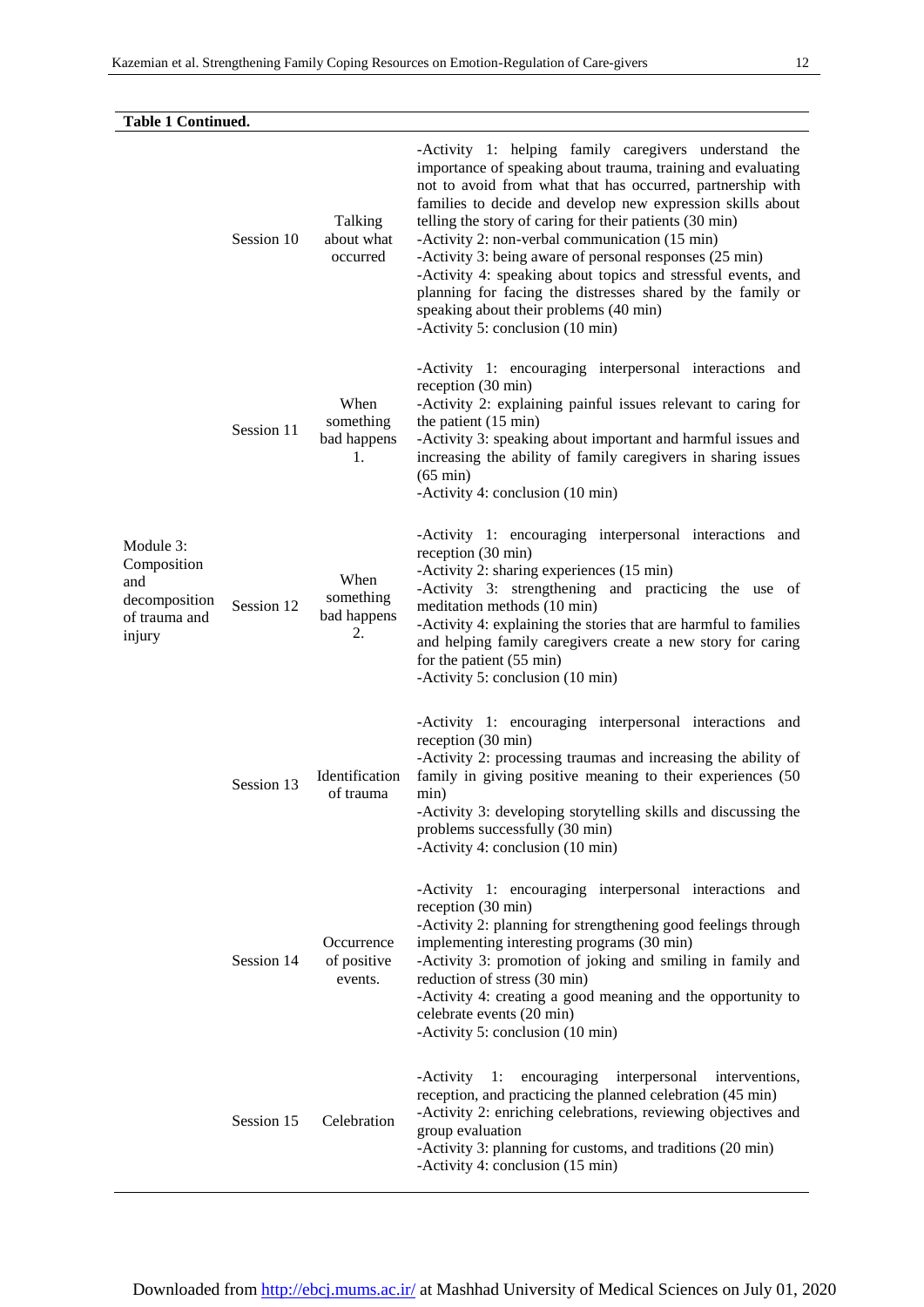**Table 1 Continued.**

| | | | |
|---|---|---|---|
| Module 3: Composition and decomposition of trauma and injury | Session 10 | Talking about what occurred | -Activity 1: helping family caregivers understand the importance of speaking about trauma, training and evaluating not to avoid from what that has occurred, partnership with families to decide and develop new expression skills about telling the story of caring for their patients (30 min)<br>-Activity 2: non-verbal communication (15 min)<br>-Activity 3: being aware of personal responses (25 min)<br>-Activity 4: speaking about topics and stressful events, and planning for facing the distresses shared by the family or speaking about their problems (40 min)<br>-Activity 5: conclusion (10 min) |
| | Session 11 | When something bad happens 1. | -Activity 1: encouraging interpersonal interactions and reception (30 min)<br>-Activity 2: explaining painful issues relevant to caring for the patient (15 min)<br>-Activity 3: speaking about important and harmful issues and increasing the ability of family caregivers in sharing issues (65 min)<br>-Activity 4: conclusion (10 min) |
| | Session 12 | When something bad happens 2. | -Activity 1: encouraging interpersonal interactions and reception (30 min)<br>-Activity 2: sharing experiences (15 min)<br>-Activity 3: strengthening and practicing the use of meditation methods (10 min)<br>-Activity 4: explaining the stories that are harmful to families and helping family caregivers create a new story for caring for the patient (55 min)<br>-Activity 5: conclusion (10 min) |
| | Session 13 | Identification of trauma | -Activity 1: encouraging interpersonal interactions and reception (30 min)<br>-Activity 2: processing traumas and increasing the ability of family in giving positive meaning to their experiences (50 min)<br>-Activity 3: developing storytelling skills and discussing the problems successfully (30 min)<br>-Activity 4: conclusion (10 min) |
| | Session 14 | Occurrence of positive events. | -Activity 1: encouraging interpersonal interactions and reception (30 min)<br>-Activity 2: planning for strengthening good feelings through implementing interesting programs (30 min)<br>-Activity 3: promotion of joking and smiling in family and reduction of stress (30 min)<br>-Activity 4: creating a good meaning and the opportunity to celebrate events (20 min)<br>-Activity 5: conclusion (10 min) |
| | Session 15 | Celebration | -Activity 1: encouraging interpersonal interventions, reception, and practicing the planned celebration (45 min)<br>-Activity 2: enriching celebrations, reviewing objectives and group evaluation<br>-Activity 3: planning for customs, and traditions (20 min)<br>-Activity 4: conclusion (15 min) |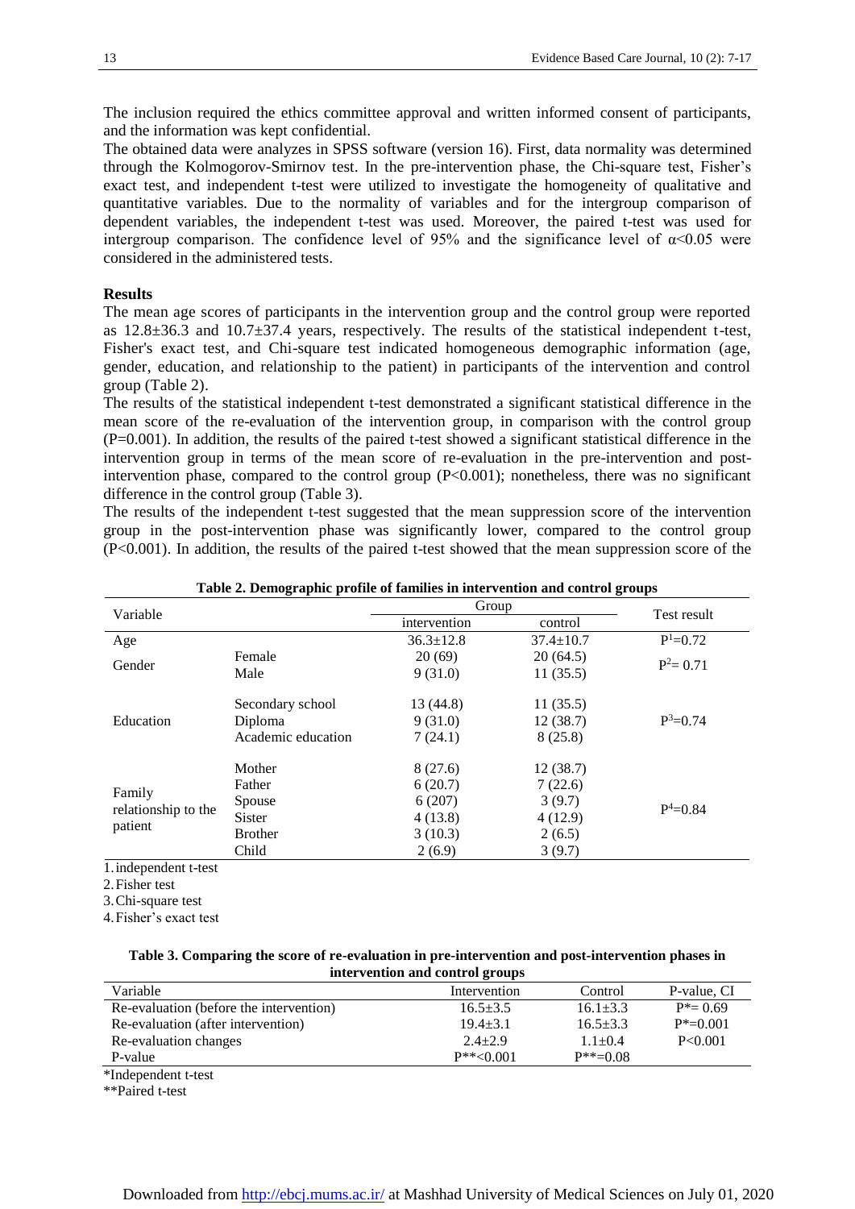The inclusion required the ethics committee approval and written informed consent of participants, and the information was kept confidential.

The obtained data were analyzes in SPSS software (version 16). First, data normality was determined through the Kolmogorov-Smirnov test. In the pre-intervention phase, the Chi-square test, Fisher's exact test, and independent t-test were utilized to investigate the homogeneity of qualitative and quantitative variables. Due to the normality of variables and for the intergroup comparison of dependent variables, the independent t-test was used. Moreover, the paired t-test was used for intergroup comparison. The confidence level of 95% and the significance level of $\alpha<0.05$ were considered in the administered tests.

### Results

The mean age scores of participants in the intervention group and the control group were reported as 12.8±36.3 and 10.7±37.4 years, respectively. The results of the statistical independent t-test, Fisher's exact test, and Chi-square test indicated homogeneous demographic information (age, gender, education, and relationship to the patient) in participants of the intervention and control group (Table 2).

The results of the statistical independent t-test demonstrated a significant statistical difference in the mean score of the re-evaluation of the intervention group, in comparison with the control group (P=0.001). In addition, the results of the paired t-test showed a significant statistical difference in the intervention group in terms of the mean score of re-evaluation in the pre-intervention and post-intervention phase, compared to the control group (P<0.001); nonetheless, there was no significant difference in the control group (Table 3).

The results of the independent t-test suggested that the mean suppression score of the intervention group in the post-intervention phase was significantly lower, compared to the control group (P<0.001). In addition, the results of the paired t-test showed that the mean suppression score of the

**Table 2. Demographic profile of families in intervention and control groups**

| Variable | | Group | | Test result |
|---|---|---|---|---|
| | | intervention | control | |
| Age | | 36.3±12.8 | 37.4±10.7 | P[1]=0.72 |
| Gender | Female | 20 (69) | 20 (64.5) | P[2]= 0.71 |
| | Male | 9 (31.0) | 11 (35.5) | |
| Education | Secondary school | 13 (44.8) | 11 (35.5) | P[3]=0.74 |
| | Diploma | 9 (31.0) | 12 (38.7) | |
| | Academic education | 7 (24.1) | 8 (25.8) | |
| Family relationship to the patient | Mother | 8 (27.6) | 12 (38.7) | P[4]=0.84 |
| | Father | 6 (20.7) | 7 (22.6) | |
| | Spouse | 6 (207) | 3 (9.7) | |
| | Sister | 4 (13.8) | 4 (12.9) | |
| | Brother | 3 (10.3) | 2 (6.5) | |
| | Child | 2 (6.9) | 3 (9.7) | |

1. independent t-test
2. Fisher test
3. Chi-square test
4. Fisher's exact test

**Table 3. Comparing the score of re-evaluation in pre-intervention and post-intervention phases in intervention and control groups**

| Variable | Intervention | Control | P-value, CI |
|---|---|---|---|
| Re-evaluation (before the intervention) | 16.5±3.5 | 16.1±3.3 | P*= 0.69 |
| Re-evaluation (after intervention) | 19.4±3.1 | 16.5±3.3 | P*=0.001 |
| Re-evaluation changes | 2.4±2.9 | 1.1±0.4 | P<0.001 |
| P-value | P**<0.001 | P**=0.08 | |

*Independent t-test

**Paired t-test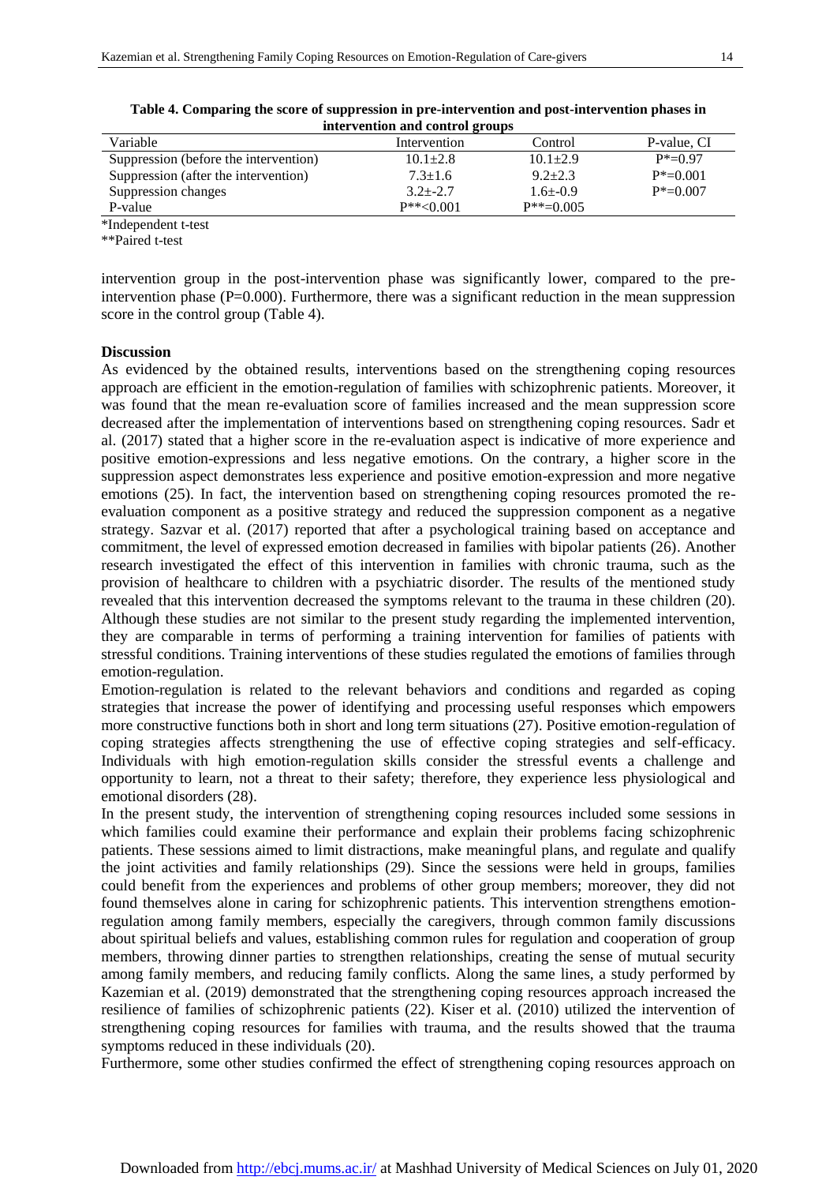**Table 4. Comparing the score of suppression in pre-intervention and post-intervention phases in intervention and control groups**

| Variable | Intervention | Control | P-value, CI |
|---|---|---|---|
| Suppression (before the intervention) | 10.1±2.8 | 10.1±2.9 | P*=0.97 |
| Suppression (after the intervention) | 7.3±1.6 | 9.2±2.3 | P*=0.001 |
| Suppression changes | 3.2±-2.7 | 1.6±-0.9 | P*=0.007 |
| P-value | P**<0.001 | P**=0.005 | |

*Independent t-test

**Paired t-test

intervention group in the post-intervention phase was significantly lower, compared to the pre-intervention phase (P=0.000). Furthermore, there was a significant reduction in the mean suppression score in the control group (Table 4).

## Discussion

As evidenced by the obtained results, interventions based on the strengthening coping resources approach are efficient in the emotion-regulation of families with schizophrenic patients. Moreover, it was found that the mean re-evaluation score of families increased and the mean suppression score decreased after the implementation of interventions based on strengthening coping resources. Sadr et al. (2017) stated that a higher score in the re-evaluation aspect is indicative of more experience and positive emotion-expressions and less negative emotions. On the contrary, a higher score in the suppression aspect demonstrates less experience and positive emotion-expression and more negative emotions (25). In fact, the intervention based on strengthening coping resources promoted the re-evaluation component as a positive strategy and reduced the suppression component as a negative strategy. Sazvar et al. (2017) reported that after a psychological training based on acceptance and commitment, the level of expressed emotion decreased in families with bipolar patients (26). Another research investigated the effect of this intervention in families with chronic trauma, such as the provision of healthcare to children with a psychiatric disorder. The results of the mentioned study revealed that this intervention decreased the symptoms relevant to the trauma in these children (20). Although these studies are not similar to the present study regarding the implemented intervention, they are comparable in terms of performing a training intervention for families of patients with stressful conditions. Training interventions of these studies regulated the emotions of families through emotion-regulation.

Emotion-regulation is related to the relevant behaviors and conditions and regarded as coping strategies that increase the power of identifying and processing useful responses which empowers more constructive functions both in short and long term situations (27). Positive emotion-regulation of coping strategies affects strengthening the use of effective coping strategies and self-efficacy. Individuals with high emotion-regulation skills consider the stressful events a challenge and opportunity to learn, not a threat to their safety; therefore, they experience less physiological and emotional disorders (28).

In the present study, the intervention of strengthening coping resources included some sessions in which families could examine their performance and explain their problems facing schizophrenic patients. These sessions aimed to limit distractions, make meaningful plans, and regulate and qualify the joint activities and family relationships (29). Since the sessions were held in groups, families could benefit from the experiences and problems of other group members; moreover, they did not found themselves alone in caring for schizophrenic patients. This intervention strengthens emotion-regulation among family members, especially the caregivers, through common family discussions about spiritual beliefs and values, establishing common rules for regulation and cooperation of group members, throwing dinner parties to strengthen relationships, creating the sense of mutual security among family members, and reducing family conflicts. Along the same lines, a study performed by Kazemian et al. (2019) demonstrated that the strengthening coping resources approach increased the resilience of families of schizophrenic patients (22). Kiser et al. (2010) utilized the intervention of strengthening coping resources for families with trauma, and the results showed that the trauma symptoms reduced in these individuals (20).

Furthermore, some other studies confirmed the effect of strengthening coping resources approach on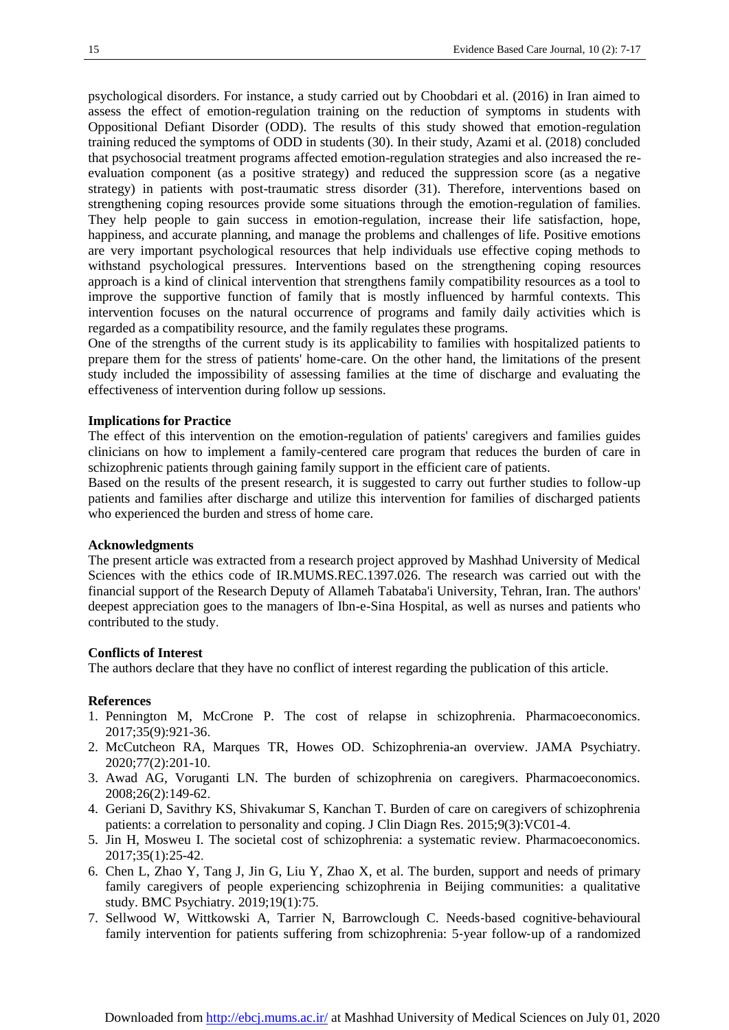psychological disorders. For instance, a study carried out by Choobdari et al. (2016) in Iran aimed to assess the effect of emotion-regulation training on the reduction of symptoms in students with Oppositional Defiant Disorder (ODD). The results of this study showed that emotion-regulation training reduced the symptoms of ODD in students (30). In their study, Azami et al. (2018) concluded that psychosocial treatment programs affected emotion-regulation strategies and also increased the re-evaluation component (as a positive strategy) and reduced the suppression score (as a negative strategy) in patients with post-traumatic stress disorder (31). Therefore, interventions based on strengthening coping resources provide some situations through the emotion-regulation of families. They help people to gain success in emotion-regulation, increase their life satisfaction, hope, happiness, and accurate planning, and manage the problems and challenges of life. Positive emotions are very important psychological resources that help individuals use effective coping methods to withstand psychological pressures. Interventions based on the strengthening coping resources approach is a kind of clinical intervention that strengthens family compatibility resources as a tool to improve the supportive function of family that is mostly influenced by harmful contexts. This intervention focuses on the natural occurrence of programs and family daily activities which is regarded as a compatibility resource, and the family regulates these programs.

One of the strengths of the current study is its applicability to families with hospitalized patients to prepare them for the stress of patients' home-care. On the other hand, the limitations of the present study included the impossibility of assessing families at the time of discharge and evaluating the effectiveness of intervention during follow up sessions.

### Implications for Practice

The effect of this intervention on the emotion-regulation of patients' caregivers and families guides clinicians on how to implement a family-centered care program that reduces the burden of care in schizophrenic patients through gaining family support in the efficient care of patients.

Based on the results of the present research, it is suggested to carry out further studies to follow-up patients and families after discharge and utilize this intervention for families of discharged patients who experienced the burden and stress of home care.

### Acknowledgments

The present article was extracted from a research project approved by Mashhad University of Medical Sciences with the ethics code of IR.MUMS.REC.1397.026. The research was carried out with the financial support of the Research Deputy of Allameh Tabataba'i University, Tehran, Iran. The authors' deepest appreciation goes to the managers of Ibn-e-Sina Hospital, as well as nurses and patients who contributed to the study.

### Conflicts of Interest

The authors declare that they have no conflict of interest regarding the publication of this article.

### References

1. Pennington M, McCrone P. The cost of relapse in schizophrenia. Pharmacoeconomics. 2017;35(9):921-36.
2. McCutcheon RA, Marques TR, Howes OD. Schizophrenia-an overview. JAMA Psychiatry. 2020;77(2):201-10.
3. Awad AG, Voruganti LN. The burden of schizophrenia on caregivers. Pharmacoeconomics. 2008;26(2):149-62.
4. Geriani D, Savithry KS, Shivakumar S, Kanchan T. Burden of care on caregivers of schizophrenia patients: a correlation to personality and coping. J Clin Diagn Res. 2015;9(3):VC01-4.
5. Jin H, Mosweu I. The societal cost of schizophrenia: a systematic review. Pharmacoeconomics. 2017;35(1):25-42.
6. Chen L, Zhao Y, Tang J, Jin G, Liu Y, Zhao X, et al. The burden, support and needs of primary family caregivers of people experiencing schizophrenia in Beijing communities: a qualitative study. BMC Psychiatry. 2019;19(1):75.
7. Sellwood W, Wittkowski A, Tarrier N, Barrowclough C. Needs-based cognitive-behavioural family intervention for patients suffering from schizophrenia: 5-year follow-up of a randomized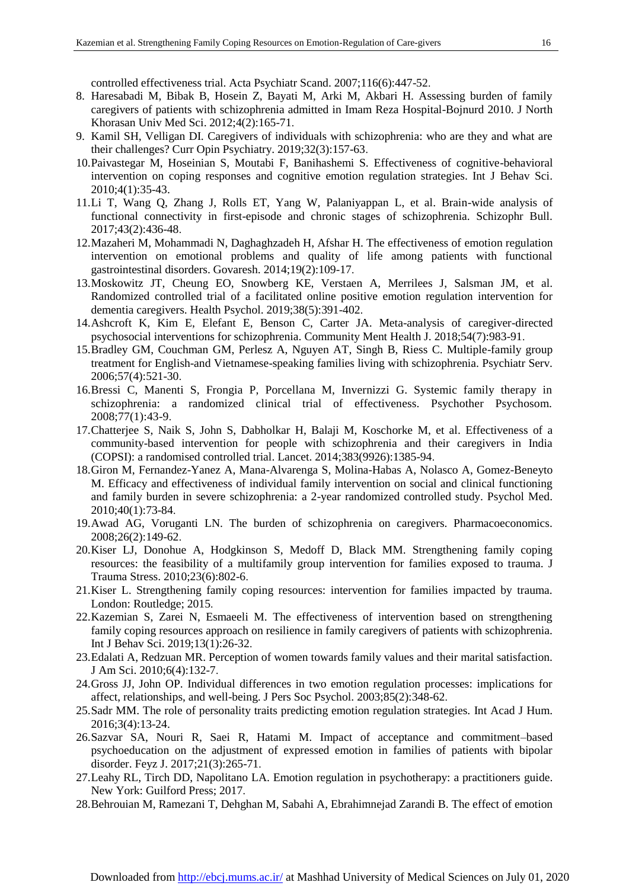controlled effectiveness trial. Acta Psychiatr Scand. 2007;116(6):447-52.

8. Haresabadi M, Bibak B, Hosein Z, Bayati M, Arki M, Akbari H. Assessing burden of family caregivers of patients with schizophrenia admitted in Imam Reza Hospital-Bojnurd 2010. J North Khorasan Univ Med Sci. 2012;4(2):165-71.
9. Kamil SH, Velligan DI. Caregivers of individuals with schizophrenia: who are they and what are their challenges? Curr Opin Psychiatry. 2019;32(3):157-63.
10. Paivastegar M, Hoseinian S, Moutabi F, Banihashemi S. Effectiveness of cognitive-behavioral intervention on coping responses and cognitive emotion regulation strategies. Int J Behav Sci. 2010;4(1):35-43.
11. Li T, Wang Q, Zhang J, Rolls ET, Yang W, Palaniyappan L, et al. Brain-wide analysis of functional connectivity in first-episode and chronic stages of schizophrenia. Schizophr Bull. 2017;43(2):436-48.
12. Mazaheri M, Mohammadi N, Daghaghzadeh H, Afshar H. The effectiveness of emotion regulation intervention on emotional problems and quality of life among patients with functional gastrointestinal disorders. Govaresh. 2014;19(2):109-17.
13. Moskowitz JT, Cheung EO, Snowberg KE, Verstaen A, Merrilees J, Salsman JM, et al. Randomized controlled trial of a facilitated online positive emotion regulation intervention for dementia caregivers. Health Psychol. 2019;38(5):391-402.
14. Ashcroft K, Kim E, Elefant E, Benson C, Carter JA. Meta-analysis of caregiver-directed psychosocial interventions for schizophrenia. Community Ment Health J. 2018;54(7):983-91.
15. Bradley GM, Couchman GM, Perlesz A, Nguyen AT, Singh B, Riess C. Multiple-family group treatment for English-and Vietnamese-speaking families living with schizophrenia. Psychiatr Serv. 2006;57(4):521-30.
16. Bressi C, Manenti S, Frongia P, Porcellana M, Invernizzi G. Systemic family therapy in schizophrenia: a randomized clinical trial of effectiveness. Psychother Psychosom. 2008;77(1):43-9.
17. Chatterjee S, Naik S, John S, Dabholkar H, Balaji M, Koschorke M, et al. Effectiveness of a community-based intervention for people with schizophrenia and their caregivers in India (COPSI): a randomised controlled trial. Lancet. 2014;383(9926):1385-94.
18. Giron M, Fernandez-Yanez A, Mana-Alvarenga S, Molina-Habas A, Nolasco A, Gomez-Beneyto M. Efficacy and effectiveness of individual family intervention on social and clinical functioning and family burden in severe schizophrenia: a 2-year randomized controlled study. Psychol Med. 2010;40(1):73-84.
19. Awad AG, Voruganti LN. The burden of schizophrenia on caregivers. Pharmacoeconomics. 2008;26(2):149-62.
20. Kiser LJ, Donohue A, Hodgkinson S, Medoff D, Black MM. Strengthening family coping resources: the feasibility of a multifamily group intervention for families exposed to trauma. J Trauma Stress. 2010;23(6):802-6.
21. Kiser L. Strengthening family coping resources: intervention for families impacted by trauma. London: Routledge; 2015.
22. Kazemian S, Zarei N, Esmaeeli M. The effectiveness of intervention based on strengthening family coping resources approach on resilience in family caregivers of patients with schizophrenia. Int J Behav Sci. 2019;13(1):26-32.
23. Edalati A, Redzuan MR. Perception of women towards family values and their marital satisfaction. J Am Sci. 2010;6(4):132-7.
24. Gross JJ, John OP. Individual differences in two emotion regulation processes: implications for affect, relationships, and well-being. J Pers Soc Psychol. 2003;85(2):348-62.
25. Sadr MM. The role of personality traits predicting emotion regulation strategies. Int Acad J Hum. 2016;3(4):13-24.
26. Sazvar SA, Nouri R, Saei R, Hatami M. Impact of acceptance and commitment–based psychoeducation on the adjustment of expressed emotion in families of patients with bipolar disorder. Feyz J. 2017;21(3):265-71.
27. Leahy RL, Tirch DD, Napolitano LA. Emotion regulation in psychotherapy: a practitioners guide. New York: Guilford Press; 2017.
28. Behrouian M, Ramezani T, Dehghan M, Sabahi A, Ebrahimnejad Zarandi B. The effect of emotion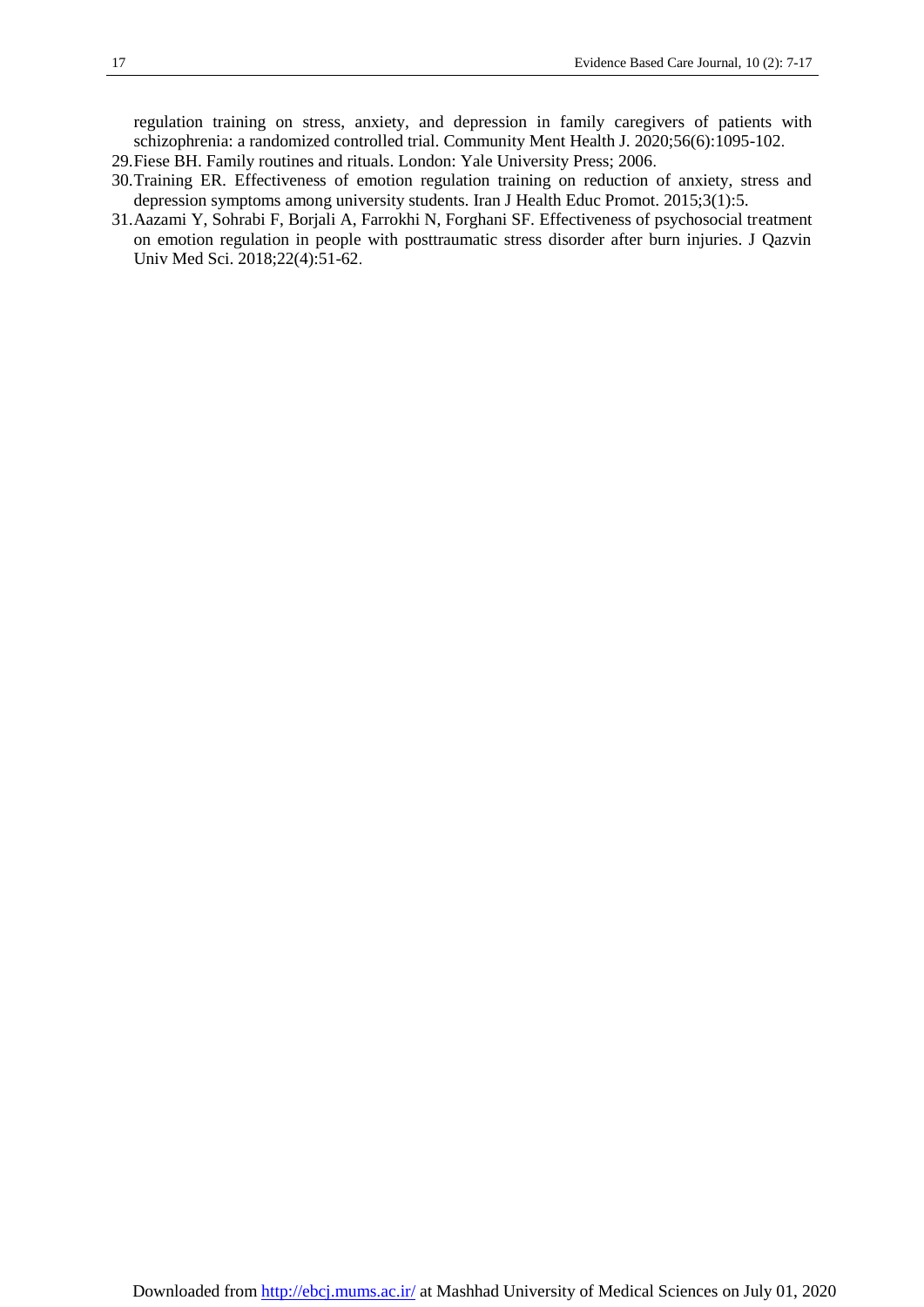regulation training on stress, anxiety, and depression in family caregivers of patients with schizophrenia: a randomized controlled trial. Community Ment Health J. 2020;56(6):1095-102.

29. Fiese BH. Family routines and rituals. London: Yale University Press; 2006.
30. Training ER. Effectiveness of emotion regulation training on reduction of anxiety, stress and depression symptoms among university students. Iran J Health Educ Promot. 2015;3(1):5.
31. Aazami Y, Sohrabi F, Borjali A, Farrokhi N, Forghani SF. Effectiveness of psychosocial treatment on emotion regulation in people with posttraumatic stress disorder after burn injuries. J Qazvin Univ Med Sci. 2018;22(4):51-62.